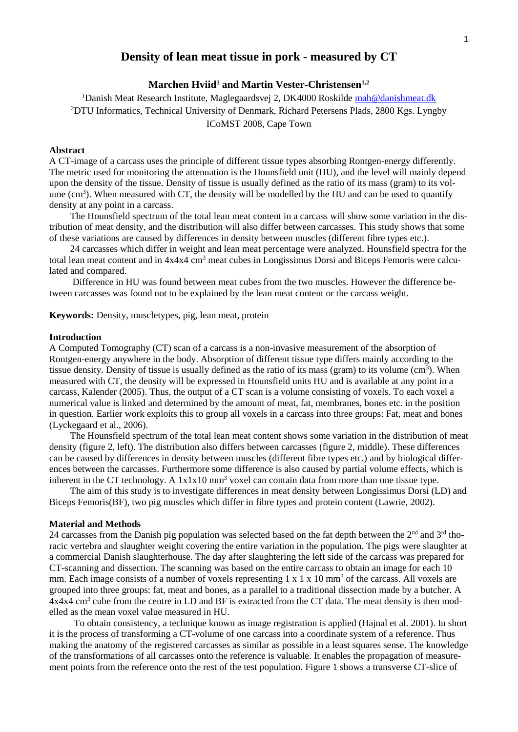# Density of lean meat tissue in pork - measured by CT

**Marchen Hviid[1] and Martin Vester-Christensen[1,2]**

[1]Danish Meat Research Institute, Maglegaardsvej 2, DK4000 Roskilde mah@danishmeat.dk
[2]DTU Informatics, Technical University of Denmark, Richard Petersens Plads, 2800 Kgs. Lyngby
ICoMST 2008, Cape Town

## Abstract

A CT-image of a carcass uses the principle of different tissue types absorbing Rontgen-energy differently. The metric used for monitoring the attenuation is the Hounsfield unit (HU), and the level will mainly depend upon the density of the tissue. Density of tissue is usually defined as the ratio of its mass (gram) to its volume ($cm^3$). When measured with CT, the density will be modelled by the HU and can be used to quantify density at any point in a carcass.

The Hounsfield spectrum of the total lean meat content in a carcass will show some variation in the distribution of meat density, and the distribution will also differ between carcasses. This study shows that some of these variations are caused by differences in density between muscles (different fibre types etc.).

24 carcasses which differ in weight and lean meat percentage were analyzed. Hounsfield spectra for the total lean meat content and in 4x4x4 $cm^3$ meat cubes in Longissimus Dorsi and Biceps Femoris were calculated and compared.

Difference in HU was found between meat cubes from the two muscles. However the difference between carcasses was found not to be explained by the lean meat content or the carcass weight.

**Keywords:** Density, muscletypes, pig, lean meat, protein

## Introduction

A Computed Tomography (CT) scan of a carcass is a non-invasive measurement of the absorption of Rontgen-energy in the body. Absorption of different tissue type differs mainly according to the tissue density. Density of tissue is usually defined as the ratio of its mass (gram) to its volume ($cm^3$). When measured with CT, the density will be expressed in Hounsfield units HU and is available at any point in a carcass, Kalender (2005). Thus, the output of a CT scan is a volume consisting of voxels. To each voxel a numerical value is linked and determined by the amount of meat, fat, membranes, bones etc. in the position in question. Earlier work exploits this to group all voxels in a carcass into three groups: Fat, meat and bones (Lyckegaard et al., 2006).

The Hounsfield spectrum of the total lean meat content shows some variation in the distribution of meat density (figure 2, left). The distribution also differs between carcasses (figure 2, middle). These differences can be caused by differences in density between muscles (different fibre types etc.) and by biological differences between the carcasses. Furthermore some difference is also caused by partial volume effects, which is inherent in the CT technology. A 1x1x10 $mm^3$ voxel can contain data from more than one tissue type.

The aim of this study is to investigate differences in meat density between Longissimus Dorsi (LD) and Biceps Femoris(BF), two pig muscles which differ in fibre types and protein content (Lawrie, 2002).

## Material and Methods

24 carcasses from the Danish pig population was selected based on the fat depth between the 2nd and 3rd thoracic vertebra and slaughter weight covering the entire variation in the population. The pigs were slaughter at a commercial Danish slaughterhouse. The day after slaughtering the left side of the carcass was prepared for CT-scanning and dissection. The scanning was based on the entire carcass to obtain an image for each 10 mm. Each image consists of a number of voxels representing 1 x 1 x 10 $mm^3$ of the carcass. All voxels are grouped into three groups: fat, meat and bones, as a parallel to a traditional dissection made by a butcher. A 4x4x4 $cm^3$ cube from the centre in LD and BF is extracted from the CT data. The meat density is then modelled as the mean voxel value measured in HU.

To obtain consistency, a technique known as image registration is applied (Hajnal et al. 2001). In short it is the process of transforming a CT-volume of one carcass into a coordinate system of a reference. Thus making the anatomy of the registered carcasses as similar as possible in a least squares sense. The knowledge of the transformations of all carcasses onto the reference is valuable. It enables the propagation of measurement points from the reference onto the rest of the test population. Figure 1 shows a transverse CT-slice of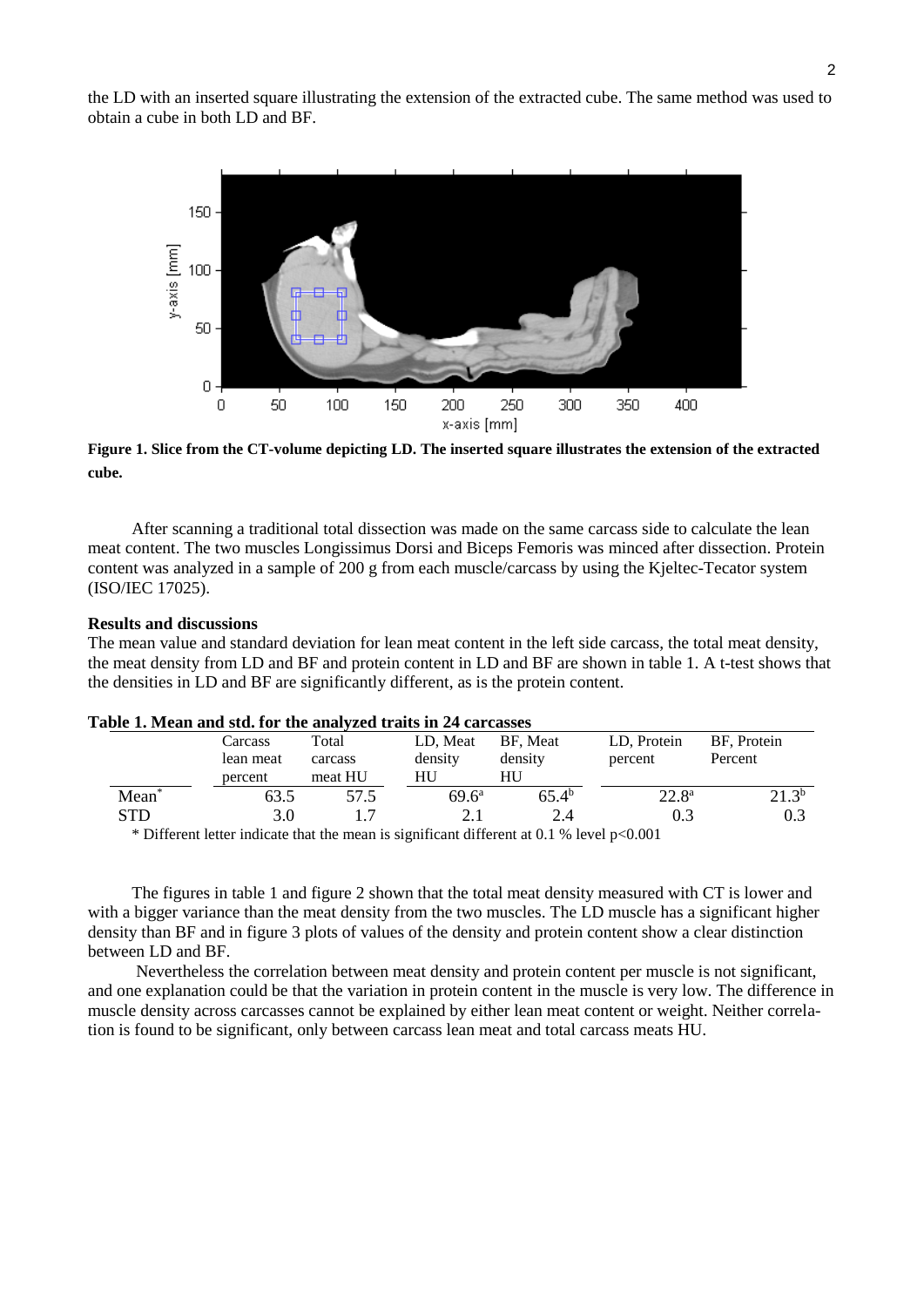the LD with an inserted square illustrating the extension of the extracted cube. The same method was used to obtain a cube in both LD and BF.

**Figure 1. Slice from the CT-volume depicting LD. The inserted square illustrates the extension of the extracted cube.**

After scanning a traditional total dissection was made on the same carcass side to calculate the lean meat content. The two muscles Longissimus Dorsi and Biceps Femoris was minced after dissection. Protein content was analyzed in a sample of 200 g from each muscle/carcass by using the Kjeltec-Tecator system (ISO/IEC 17025).

**Results and discussions**

The mean value and standard deviation for lean meat content in the left side carcass, the total meat density, the meat density from LD and BF and protein content in LD and BF are shown in table 1. A t-test shows that the densities in LD and BF are significantly different, as is the protein content.

**Table 1. Mean and std. for the analyzed traits in 24 carcasses**

| | Carcass lean meat percent | Total carcass meat HU | LD, Meat density HU | BF, Meat density HU | LD, Protein percent | BF, Protein Percent |
|---|---|---|---|---|---|---|
| Mean* | 63.5 | 57.5 | 69.6[a] | 65.4[b] | 22.8[a] | 21.3[b] |
| STD | 3.0 | 1.7 | 2.1 | 2.4 | 0.3 | 0.3 |

\* Different letter indicate that the mean is significant different at 0.1 % level $p<0.001$

The figures in table 1 and figure 2 shown that the total meat density measured with CT is lower and with a bigger variance than the meat density from the two muscles. The LD muscle has a significant higher density than BF and in figure 3 plots of values of the density and protein content show a clear distinction between LD and BF.

Nevertheless the correlation between meat density and protein content per muscle is not significant, and one explanation could be that the variation in protein content in the muscle is very low. The difference in muscle density across carcasses cannot be explained by either lean meat content or weight. Neither correlation is found to be significant, only between carcass lean meat and total carcass meats HU.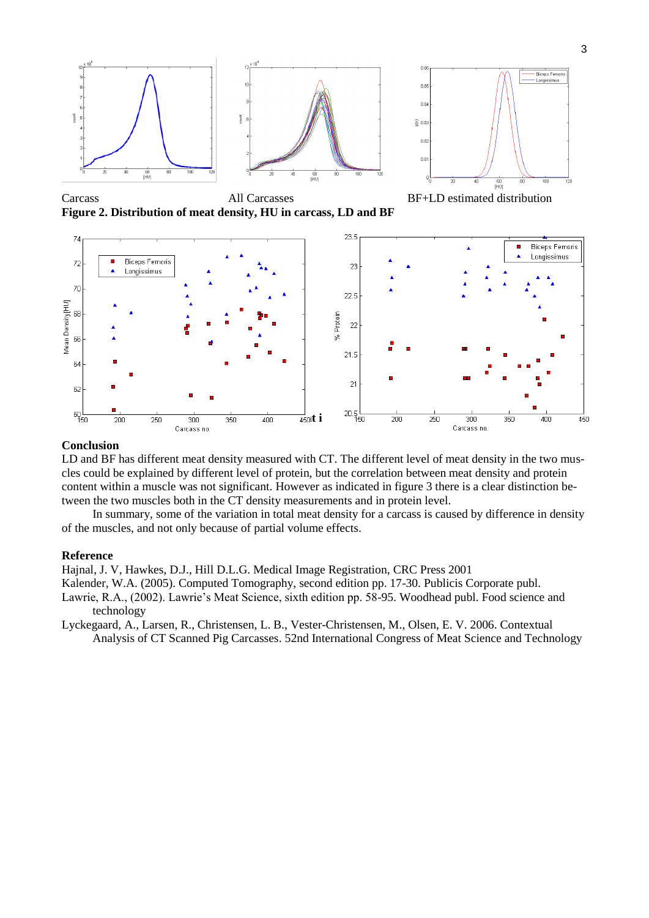Carcass

All Carcasses

BF+LD estimated distribution

**Figure 2. Distribution of meat density, HU in carcass, LD and BF**

**Conclusion**

LD and BF has different meat density measured with CT. The different level of meat density in the two muscles could be explained by different level of protein, but the correlation between meat density and protein content within a muscle was not significant. However as indicated in figure 3 there is a clear distinction between the two muscles both in the CT density measurements and in protein level.

In summary, some of the variation in total meat density for a carcass is caused by difference in density of the muscles, and not only because of partial volume effects.

**Reference**

Hajnal, J. V, Hawkes, D.J., Hill D.L.G. Medical Image Registration, CRC Press 2001

Kalender, W.A. (2005). Computed Tomography, second edition pp. 17-30. Publicis Corporate publ.

Lawrie, R.A., (2002). Lawrie's Meat Science, sixth edition pp. 58-95. Woodhead publ. Food science and technology

Lyckegaard, A., Larsen, R., Christensen, L. B., Vester-Christensen, M., Olsen, E. V. 2006. Contextual Analysis of CT Scanned Pig Carcasses. 52nd International Congress of Meat Science and Technology